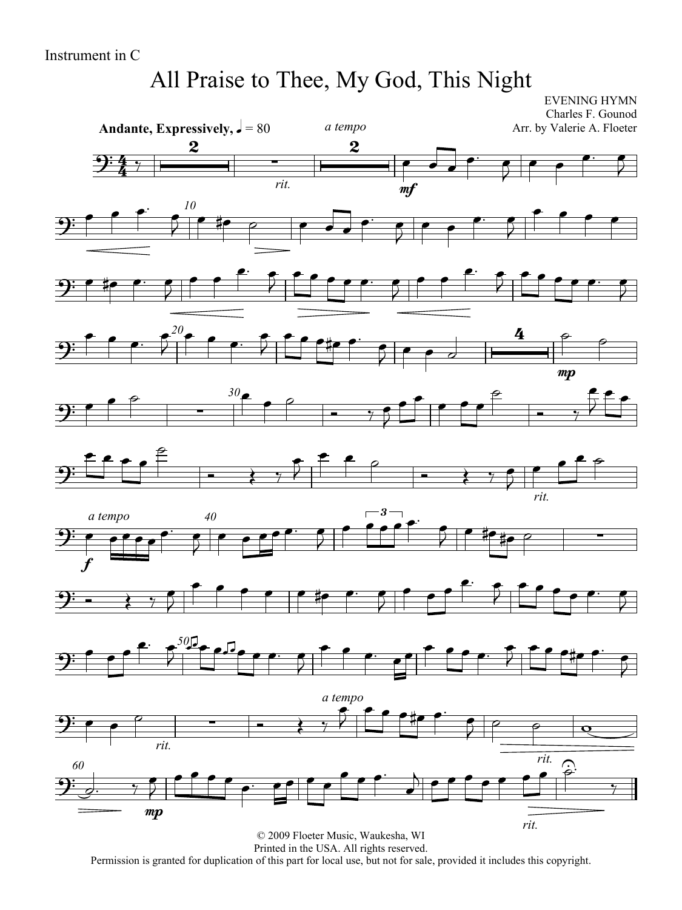Instrument in C

# All Praise to Thee, My God, This Night

EVENING HYMN
Charles F. Gounod
Arr. by Valerie A. Floeter

**Andante, Expressively,** ♩ = 80

© 2009 Floeter Music, Waukesha, WI
Printed in the USA. All rights reserved.
Permission is granted for duplication of this part for local use, but not for sale, provided it includes this copyright.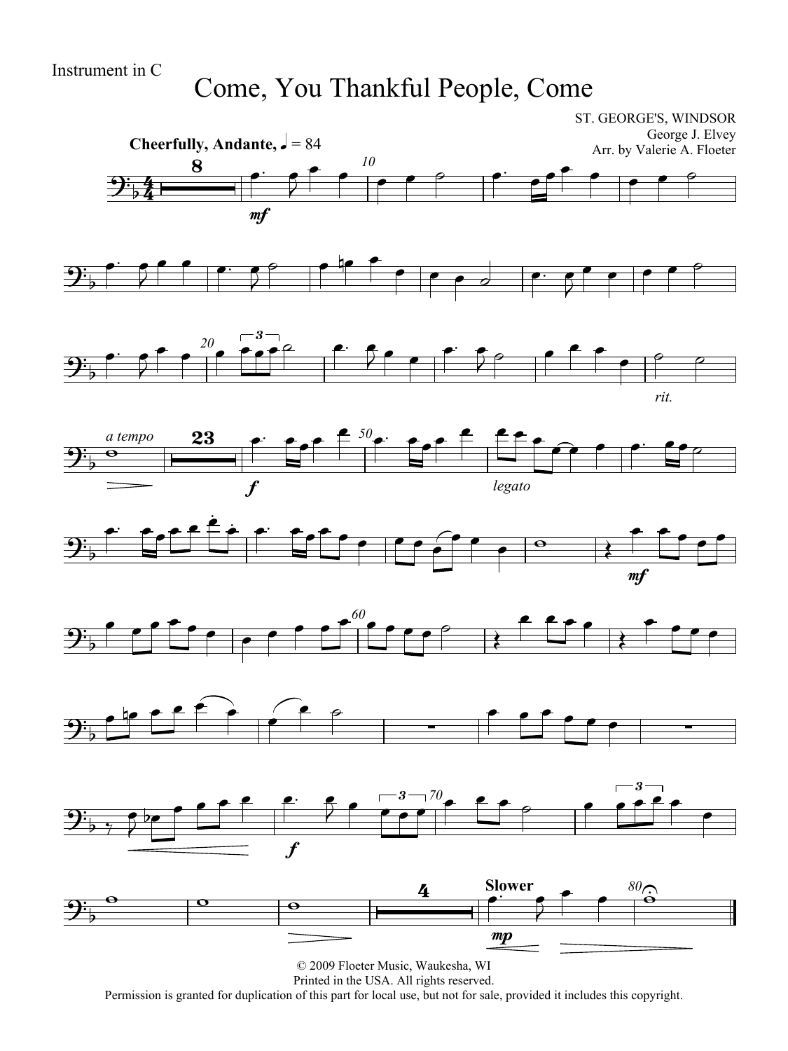Instrument in C

# Come, You Thankful People, Come

ST. GEORGE'S, WINDSOR
George J. Elvey
Arr. by Valerie A. Floeter

**Cheerfully, Andante,** ♩ = 84

© 2009 Floeter Music, Waukesha, WI
Printed in the USA. All rights reserved.
Permission is granted for duplication of this part for local use, but not for sale, provided it includes this copyright.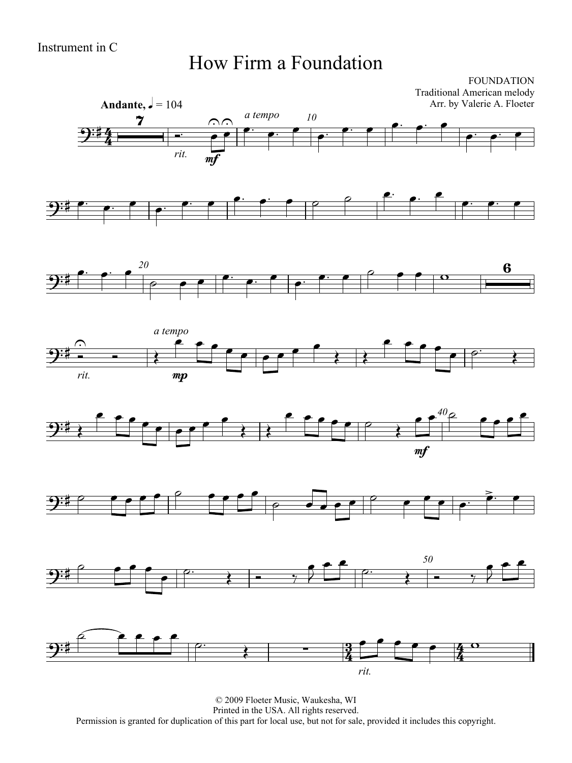Instrument in C

# How Firm a Foundation

FOUNDATION
Traditional American melody
Arr. by Valerie A. Floeter

**Andante,** ♩ = 104

© 2009 Floeter Music, Waukesha, WI
Printed in the USA. All rights reserved.
Permission is granted for duplication of this part for local use, but not for sale, provided it includes this copyright.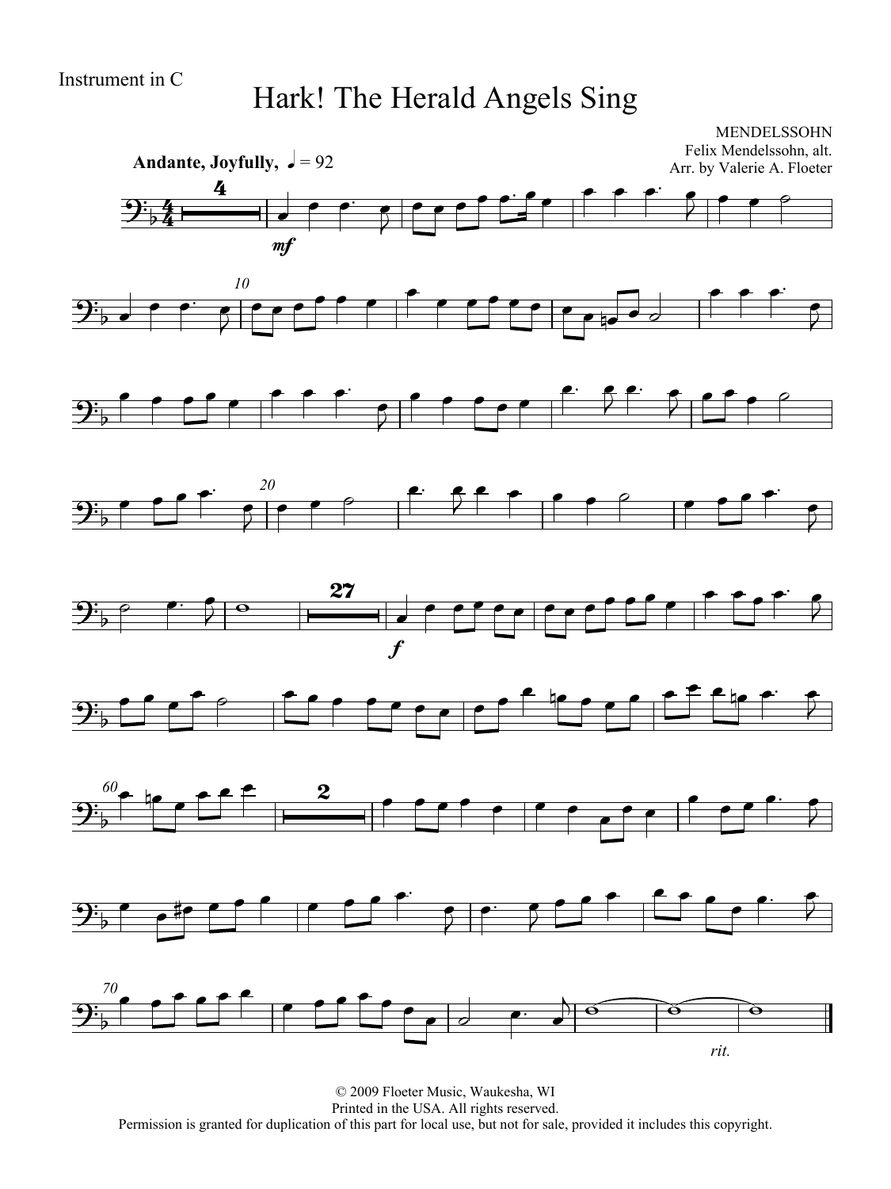Instrument in C

# Hark! The Herald Angels Sing

MENDELSSOHN
Felix Mendelssohn, alt.
Arr. by Valerie A. Floeter

**Andante, Joyfully,** ♩ = 92

*mf*

*f*

*rit.*

© 2009 Floeter Music, Waukesha, WI
Printed in the USA. All rights reserved.
Permission is granted for duplication of this part for local use, but not for sale, provided it includes this copyright.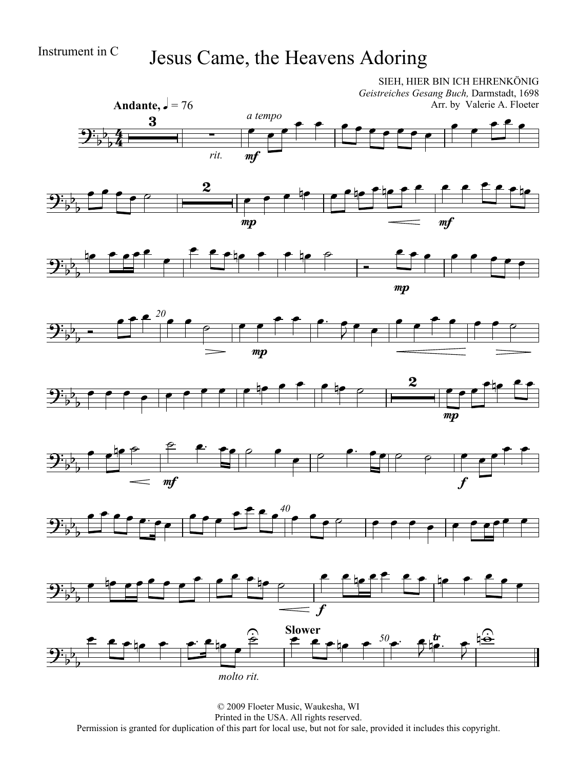Instrument in C

# Jesus Came, the Heavens Adoring

SIEH, HIER BIN ICH EHRENKÖNIG
*Geistreiches Gesang Buch,* Darmstadt, 1698
Arr. by Valerie A. Floeter

**Andante,** ♩ = 76

© 2009 Floeter Music, Waukesha, WI
Printed in the USA. All rights reserved.
Permission is granted for duplication of this part for local use, but not for sale, provided it includes this copyright.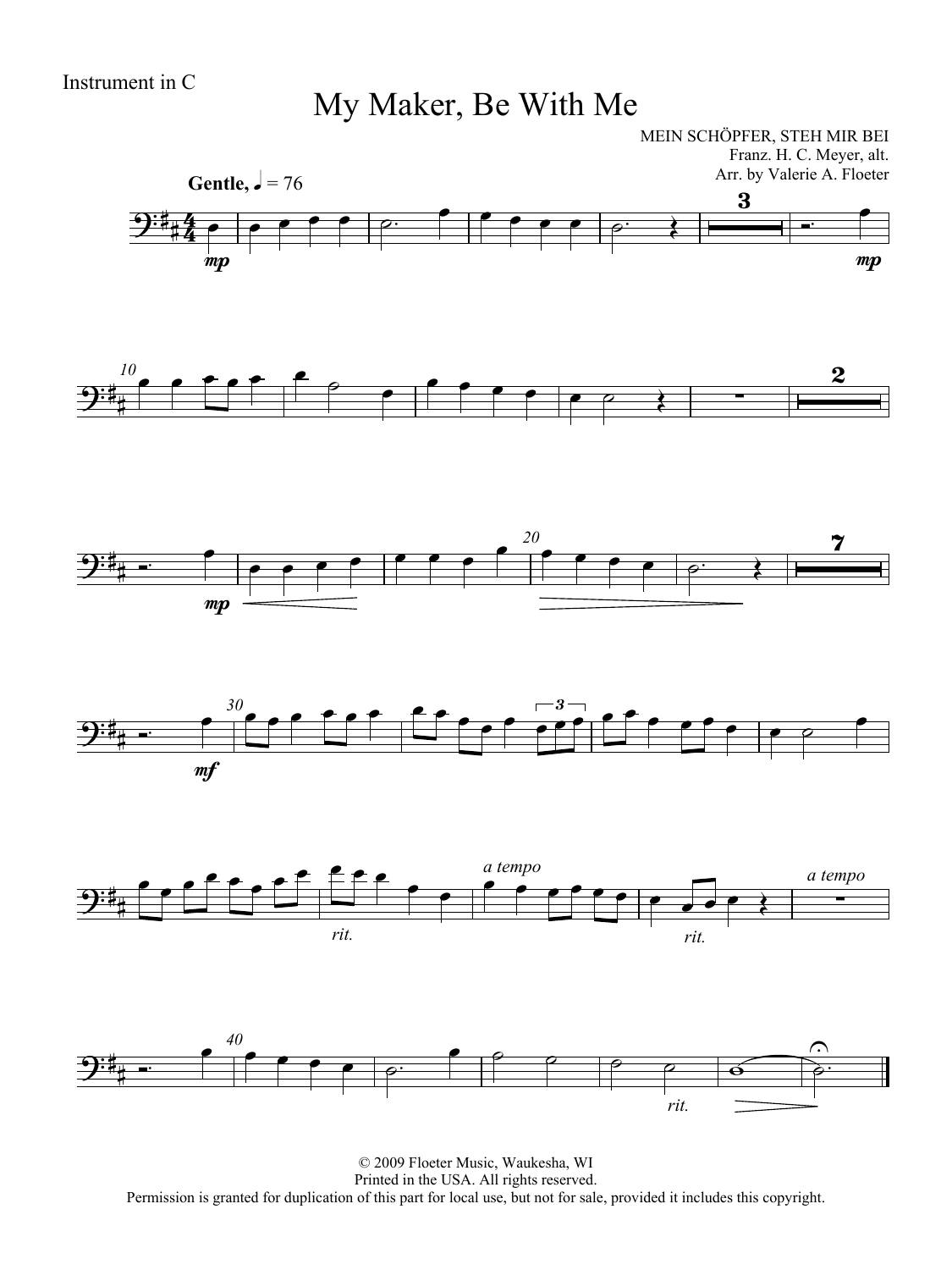Instrument in C

# My Maker, Be With Me

MEIN SCHÖPFER, STEH MIR BEI
Franz. H. C. Meyer, alt.
Arr. by Valerie A. Floeter

**Gentle,** ♩ = 76

© 2009 Floeter Music, Waukesha, WI
Printed in the USA. All rights reserved.
Permission is granted for duplication of this part for local use, but not for sale, provided it includes this copyright.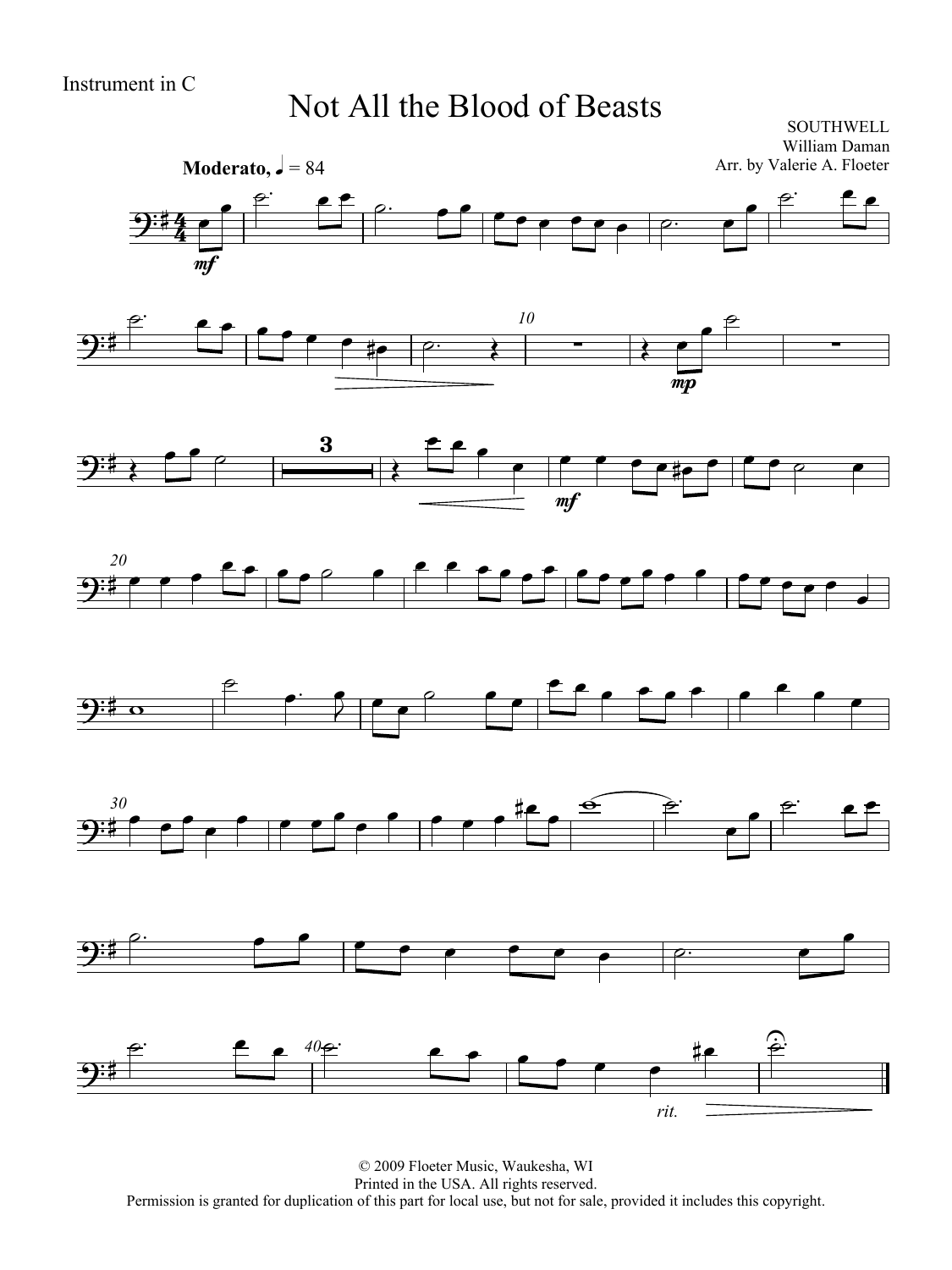Instrument in C

# Not All the Blood of Beasts

SOUTHWELL
William Daman
Arr. by Valerie A. Floeter

**Moderato,** ♩ = 84

© 2009 Floeter Music, Waukesha, WI
Printed in the USA. All rights reserved.
Permission is granted for duplication of this part for local use, but not for sale, provided it includes this copyright.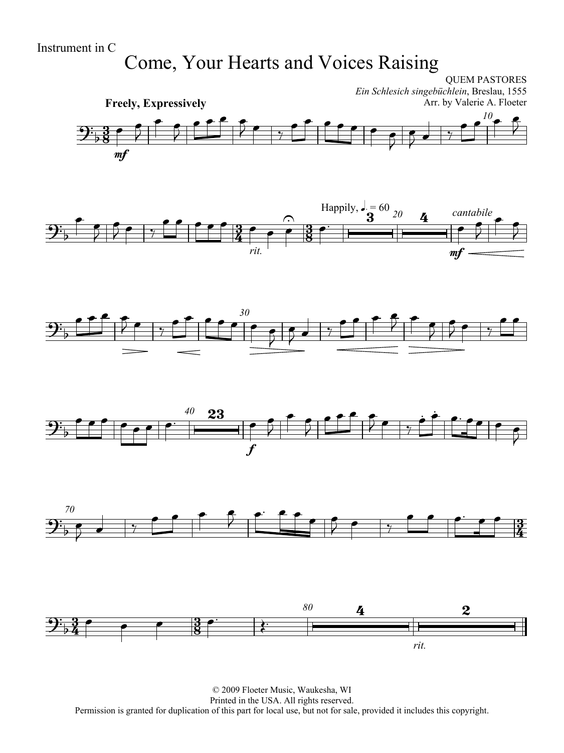Instrument in C

# Come, Your Hearts and Voices Raising

QUEM PASTORES
*Ein Schlesich singebüchlein*, Breslau, 1555
Arr. by Valerie A. Floeter

**Freely, Expressively**

© 2009 Floeter Music, Waukesha, WI
Printed in the USA. All rights reserved.
Permission is granted for duplication of this part for local use, but not for sale, provided it includes this copyright.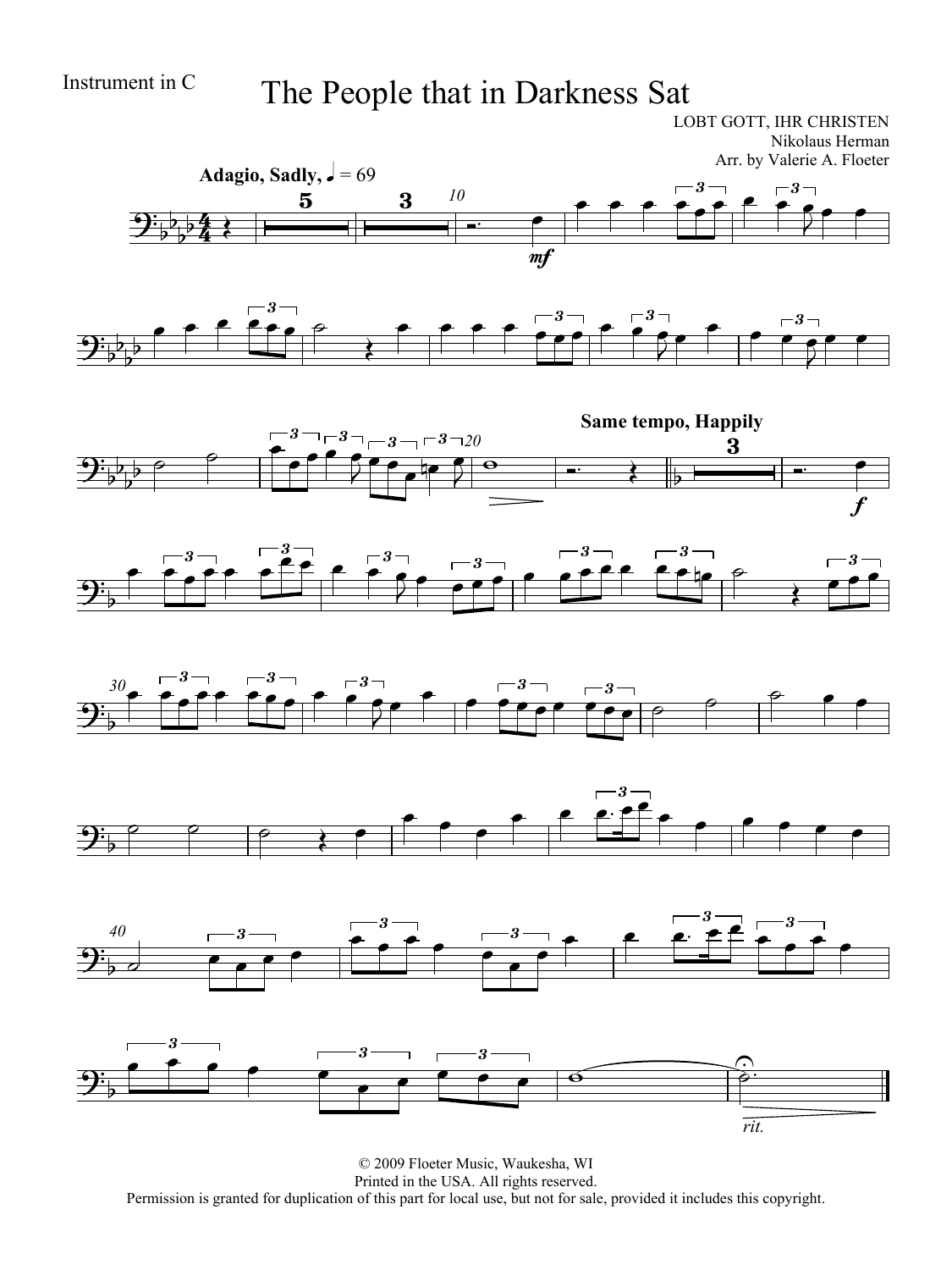Instrument in C

# The People that in Darkness Sat

LOBT GOTT, IHR CHRISTEN
Nikolaus Herman
Arr. by Valerie A. Floeter

**Adagio, Sadly,** ♩ = 69

**Same tempo, Happily**

*rit.*

© 2009 Floeter Music, Waukesha, WI
Printed in the USA. All rights reserved.
Permission is granted for duplication of this part for local use, but not for sale, provided it includes this copyright.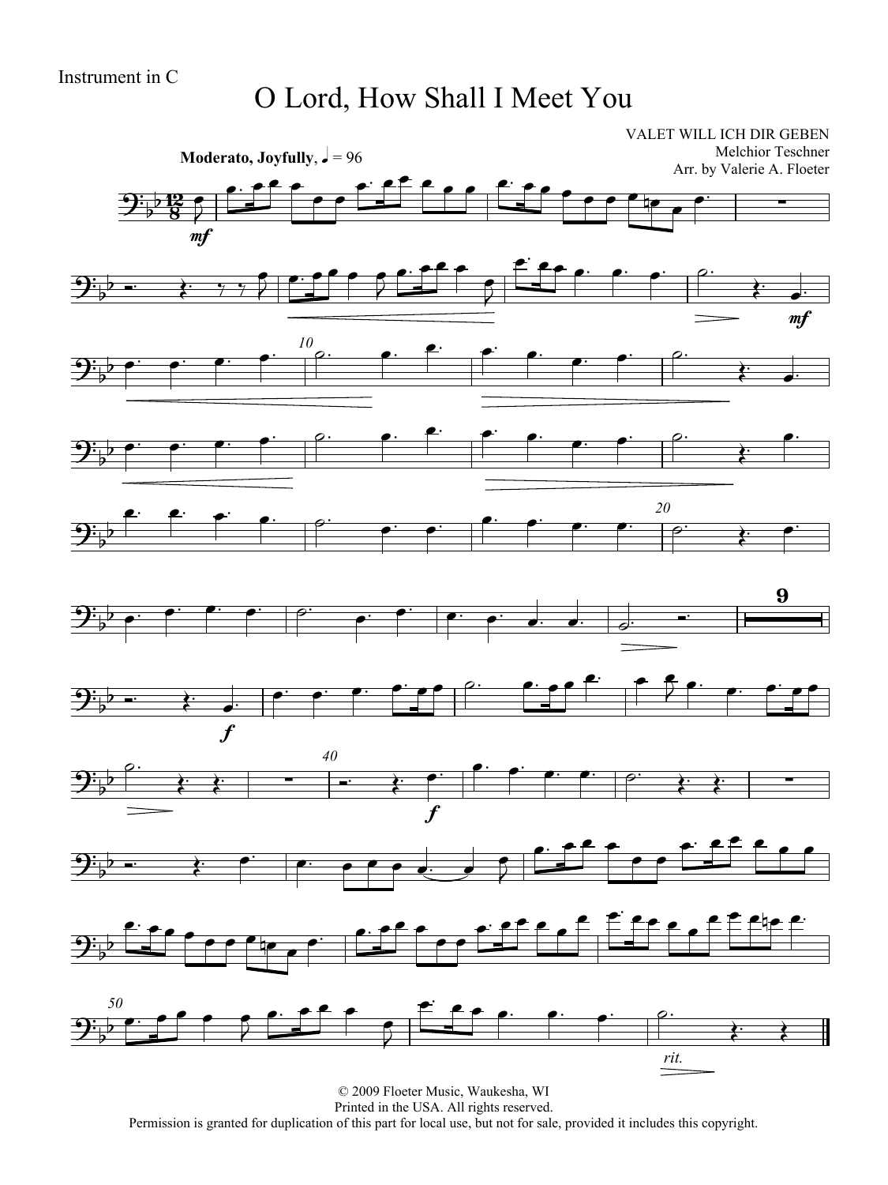Instrument in C

# O Lord, How Shall I Meet You

VALET WILL ICH DIR GEBEN
Melchior Teschner
Arr. by Valerie A. Floeter

**Moderato, Joyfully**, ♩. = 96

© 2009 Floeter Music, Waukesha, WI
Printed in the USA. All rights reserved.
Permission is granted for duplication of this part for local use, but not for sale, provided it includes this copyright.